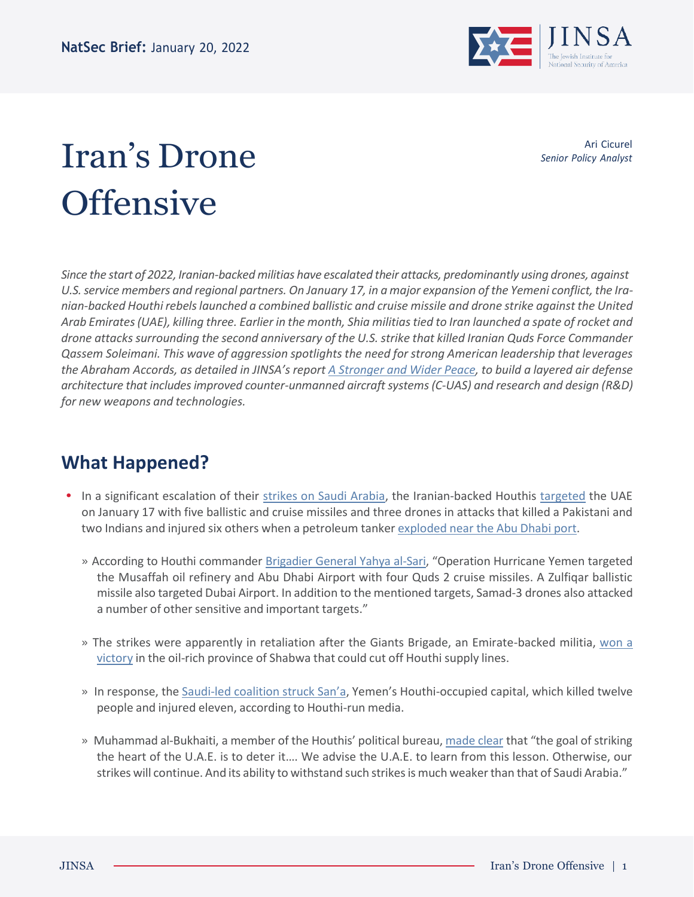NatSec Brief: January 20, 2022

# Iran's Drone Offensive

Ari Cicurel
*Senior Policy Analyst*

*Since the start of 2022, Iranian-backed militias have escalated their attacks, predominantly using drones, against U.S. service members and regional partners. On January 17, in a major expansion of the Yemeni conflict, the Iranian-backed Houthi rebels launched a combined ballistic and cruise missile and drone strike against the United Arab Emirates (UAE), killing three. Earlier in the month, Shia militias tied to Iran launched a spate of rocket and drone attacks surrounding the second anniversary of the U.S. strike that killed Iranian Quds Force Commander Qassem Soleimani. This wave of aggression spotlights the need for strong American leadership that leverages the Abraham Accords, as detailed in JINSA's report A Stronger and Wider Peace, to build a layered air defense architecture that includes improved counter-unmanned aircraft systems (C-UAS) and research and design (R&D) for new weapons and technologies.*

## What Happened?

- In a significant escalation of their strikes on Saudi Arabia, the Iranian-backed Houthis targeted the UAE on January 17 with five ballistic and cruise missiles and three drones in attacks that killed a Pakistani and two Indians and injured six others when a petroleum tanker exploded near the Abu Dhabi port.
  - According to Houthi commander Brigadier General Yahya al-Sari, "Operation Hurricane Yemen targeted the Musaffah oil refinery and Abu Dhabi Airport with four Quds 2 cruise missiles. A Zulfiqar ballistic missile also targeted Dubai Airport. In addition to the mentioned targets, Samad-3 drones also attacked a number of other sensitive and important targets."
  - The strikes were apparently in retaliation after the Giants Brigade, an Emirate-backed militia, won a victory in the oil-rich province of Shabwa that could cut off Houthi supply lines.
  - In response, the Saudi-led coalition struck San'a, Yemen's Houthi-occupied capital, which killed twelve people and injured eleven, according to Houthi-run media.
  - Muhammad al-Bukhaiti, a member of the Houthis' political bureau, made clear that "the goal of striking the heart of the U.A.E. is to deter it…. We advise the U.A.E. to learn from this lesson. Otherwise, our strikes will continue. And its ability to withstand such strikes is much weaker than that of Saudi Arabia."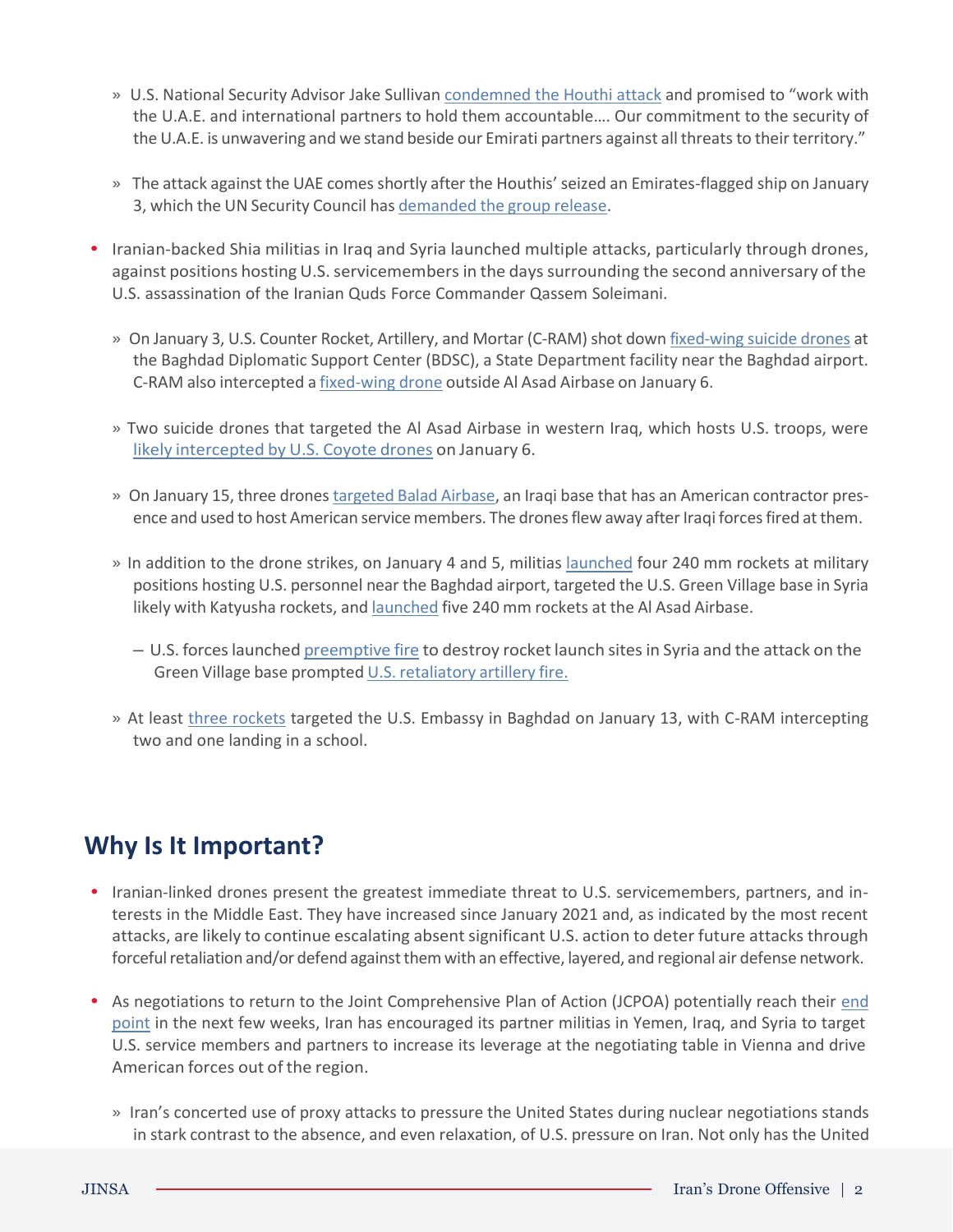- U.S. National Security Advisor Jake Sullivan condemned the Houthi attack and promised to "work with the U.A.E. and international partners to hold them accountable…. Our commitment to the security of the U.A.E. is unwavering and we stand beside our Emirati partners against all threats to their territory."
- The attack against the UAE comes shortly after the Houthis' seized an Emirates-flagged ship on January 3, which the UN Security Council has demanded the group release.

- Iranian-backed Shia militias in Iraq and Syria launched multiple attacks, particularly through drones, against positions hosting U.S. servicemembers in the days surrounding the second anniversary of the U.S. assassination of the Iranian Quds Force Commander Qassem Soleimani.
  - On January 3, U.S. Counter Rocket, Artillery, and Mortar (C-RAM) shot down fixed-wing suicide drones at the Baghdad Diplomatic Support Center (BDSC), a State Department facility near the Baghdad airport. C-RAM also intercepted a fixed-wing drone outside Al Asad Airbase on January 6.
  - Two suicide drones that targeted the Al Asad Airbase in western Iraq, which hosts U.S. troops, were likely intercepted by U.S. Coyote drones on January 6.
  - On January 15, three drones targeted Balad Airbase, an Iraqi base that has an American contractor presence and used to host American service members. The drones flew away after Iraqi forces fired at them.
  - In addition to the drone strikes, on January 4 and 5, militias launched four 240 mm rockets at military positions hosting U.S. personnel near the Baghdad airport, targeted the U.S. Green Village base in Syria likely with Katyusha rockets, and launched five 240 mm rockets at the Al Asad Airbase.
    - U.S. forces launched preemptive fire to destroy rocket launch sites in Syria and the attack on the Green Village base prompted U.S. retaliatory artillery fire.
  - At least three rockets targeted the U.S. Embassy in Baghdad on January 13, with C-RAM intercepting two and one landing in a school.

## Why Is It Important?

- Iranian-linked drones present the greatest immediate threat to U.S. servicemembers, partners, and interests in the Middle East. They have increased since January 2021 and, as indicated by the most recent attacks, are likely to continue escalating absent significant U.S. action to deter future attacks through forceful retaliation and/or defend against them with an effective, layered, and regional air defense network.

- As negotiations to return to the Joint Comprehensive Plan of Action (JCPOA) potentially reach their end point in the next few weeks, Iran has encouraged its partner militias in Yemen, Iraq, and Syria to target U.S. service members and partners to increase its leverage at the negotiating table in Vienna and drive American forces out of the region.
  - Iran's concerted use of proxy attacks to pressure the United States during nuclear negotiations stands in stark contrast to the absence, and even relaxation, of U.S. pressure on Iran. Not only has the United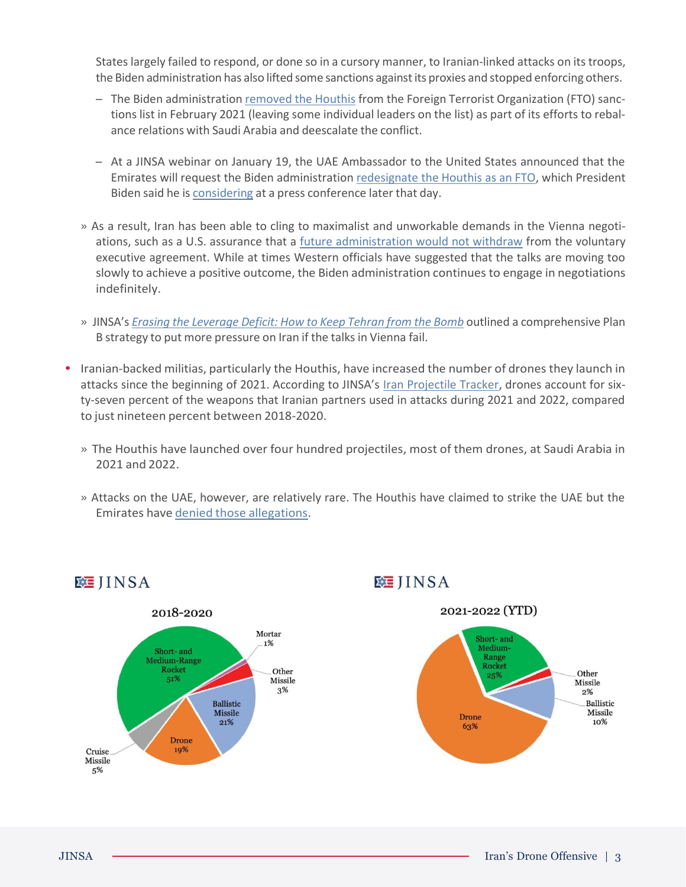States largely failed to respond, or done so in a cursory manner, to Iranian-linked attacks on its troops, the Biden administration has also lifted some sanctions against its proxies and stopped enforcing others.

– The Biden administration removed the Houthis from the Foreign Terrorist Organization (FTO) sanctions list in February 2021 (leaving some individual leaders on the list) as part of its efforts to rebalance relations with Saudi Arabia and deescalate the conflict.

– At a JINSA webinar on January 19, the UAE Ambassador to the United States announced that the Emirates will request the Biden administration redesignate the Houthis as an FTO, which President Biden said he is considering at a press conference later that day.

» As a result, Iran has been able to cling to maximalist and unworkable demands in the Vienna negotiations, such as a U.S. assurance that a future administration would not withdraw from the voluntary executive agreement. While at times Western officials have suggested that the talks are moving too slowly to achieve a positive outcome, the Biden administration continues to engage in negotiations indefinitely.

» JINSA's *Erasing the Leverage Deficit: How to Keep Tehran from the Bomb* outlined a comprehensive Plan B strategy to put more pressure on Iran if the talks in Vienna fail.

- Iranian-backed militias, particularly the Houthis, have increased the number of drones they launch in attacks since the beginning of 2021. According to JINSA's Iran Projectile Tracker, drones account for sixty-seven percent of the weapons that Iranian partners used in attacks during 2021 and 2022, compared to just nineteen percent between 2018-2020.

  » The Houthis have launched over four hundred projectiles, most of them drones, at Saudi Arabia in 2021 and 2022.

  » Attacks on the UAE, however, are relatively rare. The Houthis have claimed to strike the UAE but the Emirates have denied those allegations.

**JINSA — 2018-2020**

| Weapon | Share |
| --- | --- |
| Short- and Medium-Range Rocket | 51% |
| Ballistic Missile | 21% |
| Drone | 19% |
| Cruise Missile | 5% |
| Other Missile | 3% |
| Mortar | 1% |

**JINSA — 2021-2022 (YTD)**

| Weapon | Share |
| --- | --- |
| Drone | 63% |
| Short- and Medium-Range Rocket | 25% |
| Ballistic Missile | 10% |
| Other Missile | 2% |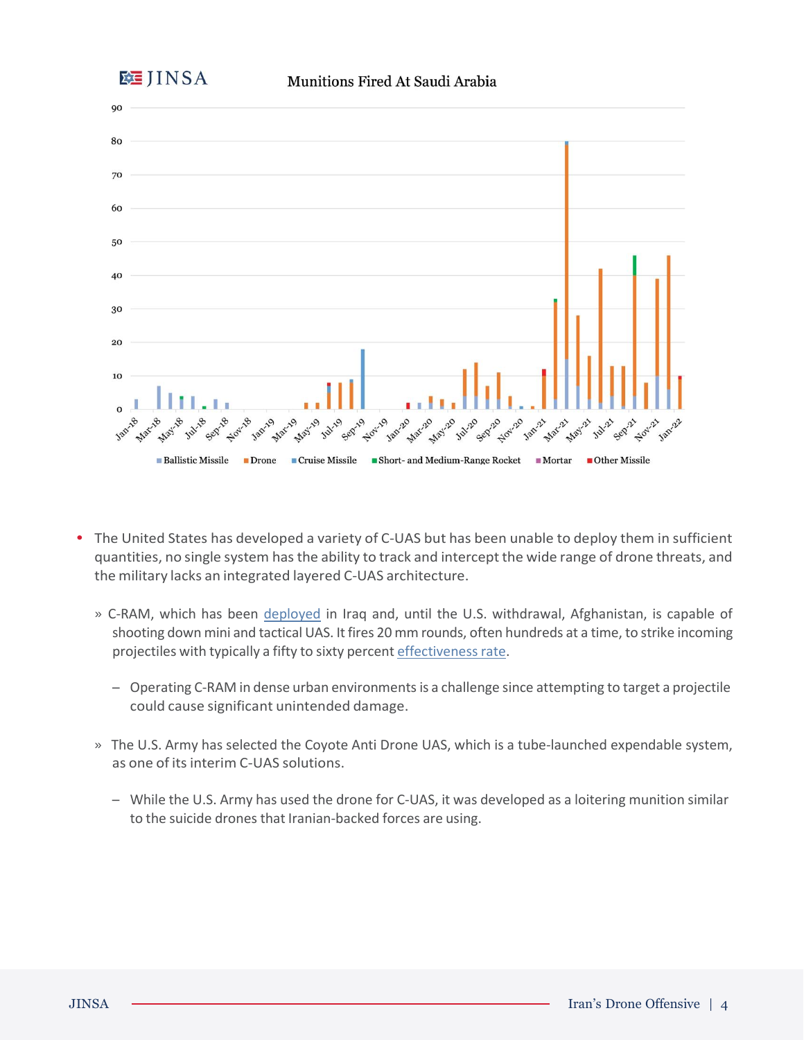Munitions Fired At Saudi Arabia

- The United States has developed a variety of C-UAS but has been unable to deploy them in sufficient quantities, no single system has the ability to track and intercept the wide range of drone threats, and the military lacks an integrated layered C-UAS architecture.
  - C-RAM, which has been deployed in Iraq and, until the U.S. withdrawal, Afghanistan, is capable of shooting down mini and tactical UAS. It fires 20 mm rounds, often hundreds at a time, to strike incoming projectiles with typically a fifty to sixty percent effectiveness rate.
    - Operating C-RAM in dense urban environments is a challenge since attempting to target a projectile could cause significant unintended damage.
  - The U.S. Army has selected the Coyote Anti Drone UAS, which is a tube-launched expendable system, as one of its interim C-UAS solutions.
    - While the U.S. Army has used the drone for C-UAS, it was developed as a loitering munition similar to the suicide drones that Iranian-backed forces are using.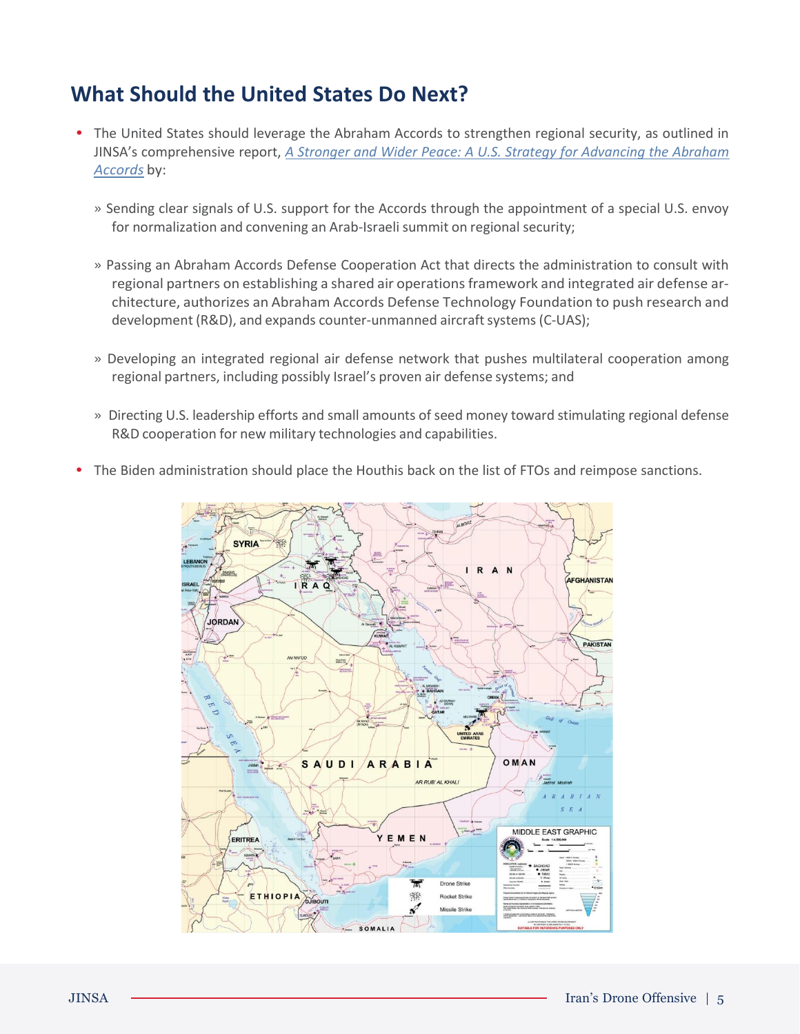## What Should the United States Do Next?

- The United States should leverage the Abraham Accords to strengthen regional security, as outlined in JINSA's comprehensive report, *A Stronger and Wider Peace: A U.S. Strategy for Advancing the Abraham Accords* by:

  » Sending clear signals of U.S. support for the Accords through the appointment of a special U.S. envoy for normalization and convening an Arab-Israeli summit on regional security;

  » Passing an Abraham Accords Defense Cooperation Act that directs the administration to consult with regional partners on establishing a shared air operations framework and integrated air defense architecture, authorizes an Abraham Accords Defense Technology Foundation to push research and development (R&D), and expands counter-unmanned aircraft systems (C-UAS);

  » Developing an integrated regional air defense network that pushes multilateral cooperation among regional partners, including possibly Israel's proven air defense systems; and

  » Directing U.S. leadership efforts and small amounts of seed money toward stimulating regional defense R&D cooperation for new military technologies and capabilities.

- The Biden administration should place the Houthis back on the list of FTOs and reimpose sanctions.

Drone Strike

Rocket Strike

Missile Strike

MIDDLE EAST GRAPHIC